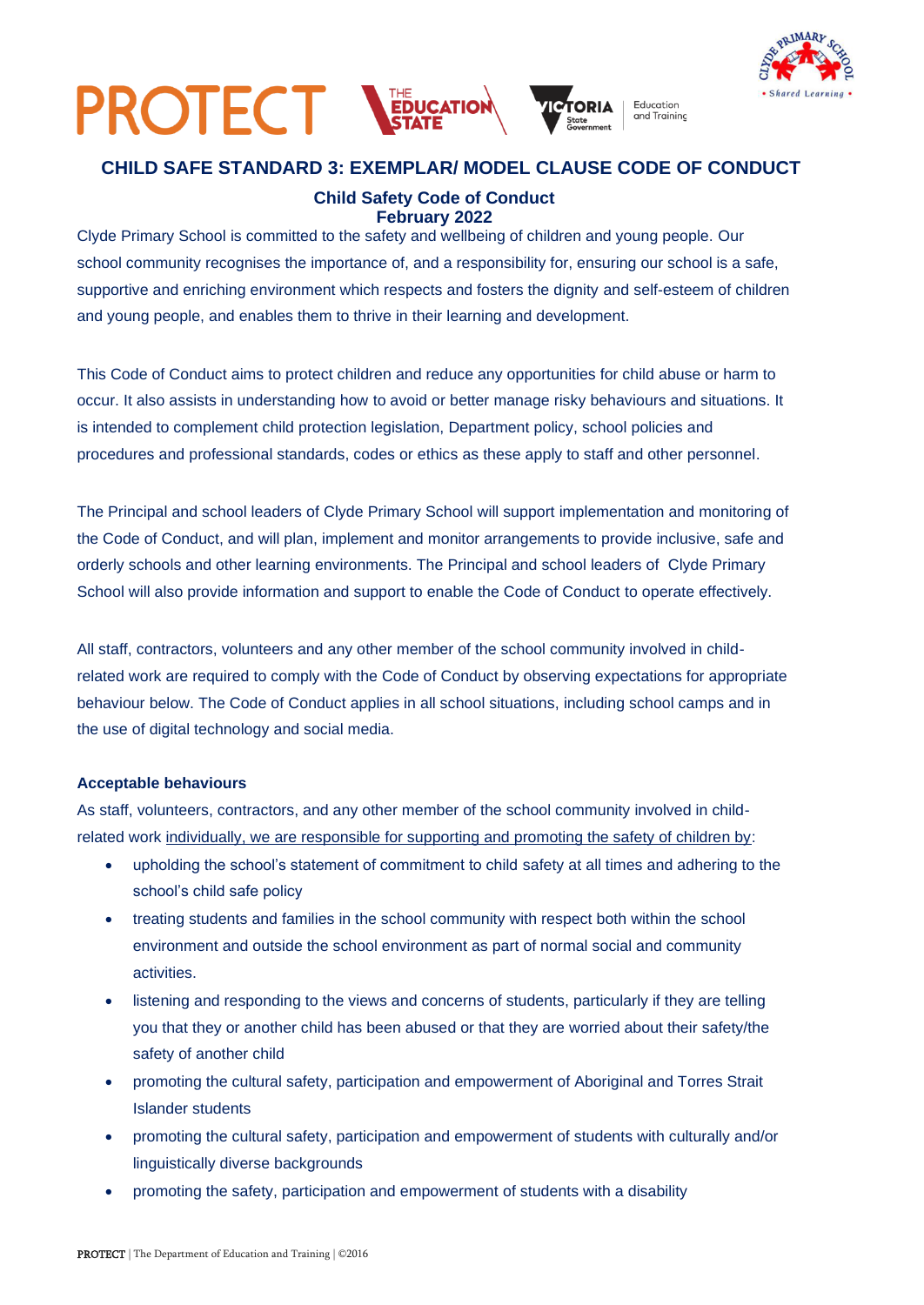## CHILD SAFE STANDARD 3: EXEMPLAR/ MODEL CLAUSE CODE OF CONDUCT

### Child Safety Code of Conduct
### February 2022

Clyde Primary School is committed to the safety and wellbeing of children and young people. Our school community recognises the importance of, and a responsibility for, ensuring our school is a safe, supportive and enriching environment which respects and fosters the dignity and self-esteem of children and young people, and enables them to thrive in their learning and development.

This Code of Conduct aims to protect children and reduce any opportunities for child abuse or harm to occur. It also assists in understanding how to avoid or better manage risky behaviours and situations. It is intended to complement child protection legislation, Department policy, school policies and procedures and professional standards, codes or ethics as these apply to staff and other personnel.

The Principal and school leaders of Clyde Primary School will support implementation and monitoring of the Code of Conduct, and will plan, implement and monitor arrangements to provide inclusive, safe and orderly schools and other learning environments. The Principal and school leaders of Clyde Primary School will also provide information and support to enable the Code of Conduct to operate effectively.

All staff, contractors, volunteers and any other member of the school community involved in child-related work are required to comply with the Code of Conduct by observing expectations for appropriate behaviour below. The Code of Conduct applies in all school situations, including school camps and in the use of digital technology and social media.

**Acceptable behaviours**

As staff, volunteers, contractors, and any other member of the school community involved in child-related work individually, we are responsible for supporting and promoting the safety of children by:

- upholding the school's statement of commitment to child safety at all times and adhering to the school's child safe policy
- treating students and families in the school community with respect both within the school environment and outside the school environment as part of normal social and community activities.
- listening and responding to the views and concerns of students, particularly if they are telling you that they or another child has been abused or that they are worried about their safety/the safety of another child
- promoting the cultural safety, participation and empowerment of Aboriginal and Torres Strait Islander students
- promoting the cultural safety, participation and empowerment of students with culturally and/or linguistically diverse backgrounds
- promoting the safety, participation and empowerment of students with a disability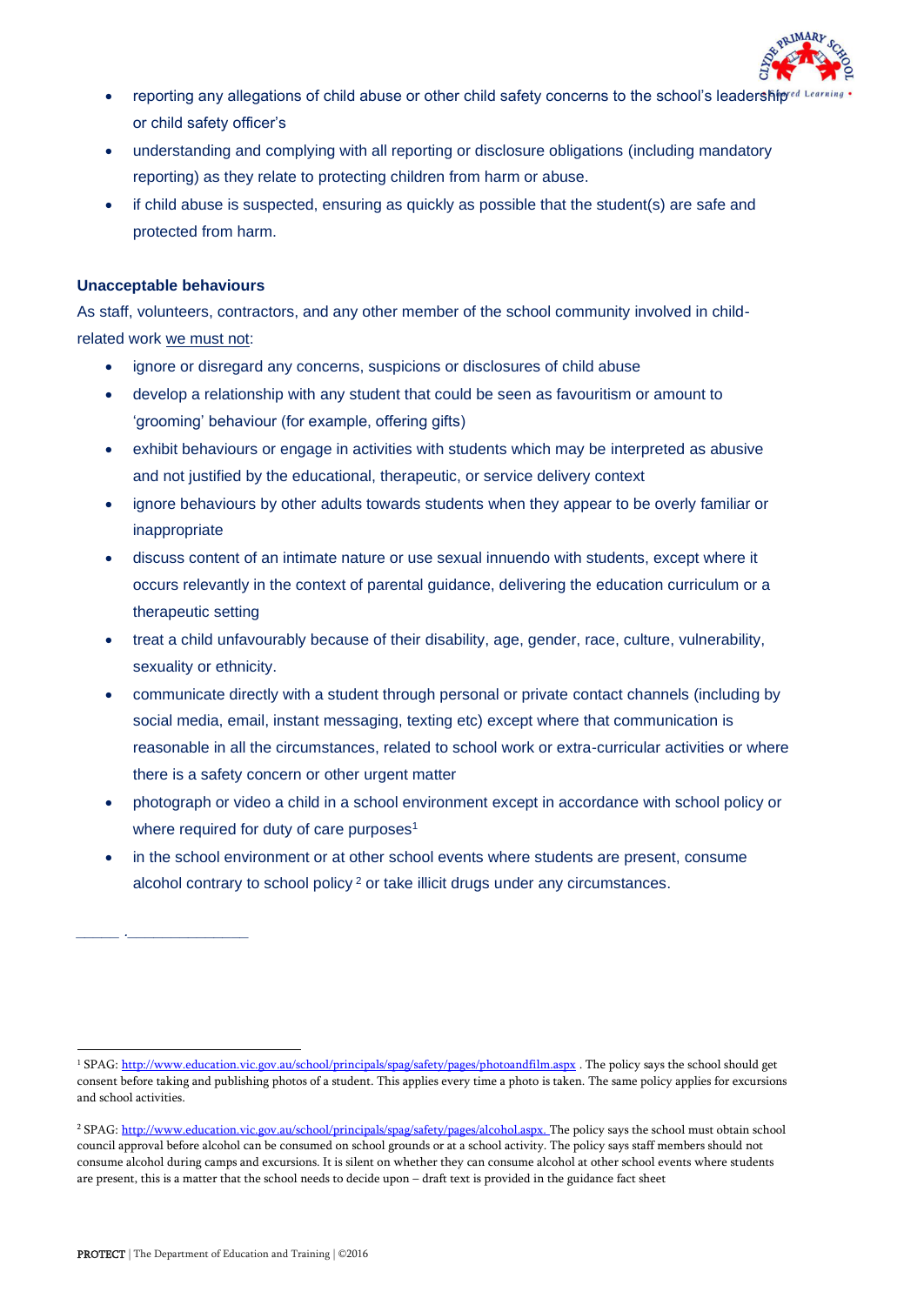- reporting any allegations of child abuse or other child safety concerns to the school's leadership or child safety officer's
- understanding and complying with all reporting or disclosure obligations (including mandatory reporting) as they relate to protecting children from harm or abuse.
- if child abuse is suspected, ensuring as quickly as possible that the student(s) are safe and protected from harm.

**Unacceptable behaviours**

As staff, volunteers, contractors, and any other member of the school community involved in child-related work we must not:

- ignore or disregard any concerns, suspicions or disclosures of child abuse
- develop a relationship with any student that could be seen as favouritism or amount to 'grooming' behaviour (for example, offering gifts)
- exhibit behaviours or engage in activities with students which may be interpreted as abusive and not justified by the educational, therapeutic, or service delivery context
- ignore behaviours by other adults towards students when they appear to be overly familiar or inappropriate
- discuss content of an intimate nature or use sexual innuendo with students, except where it occurs relevantly in the context of parental guidance, delivering the education curriculum or a therapeutic setting
- treat a child unfavourably because of their disability, age, gender, race, culture, vulnerability, sexuality or ethnicity.
- communicate directly with a student through personal or private contact channels (including by social media, email, instant messaging, texting etc) except where that communication is reasonable in all the circumstances, related to school work or extra-curricular activities or where there is a safety concern or other urgent matter
- photograph or video a child in a school environment except in accordance with school policy or where required for duty of care purposes[1]
- in the school environment or at other school events where students are present, consume alcohol contrary to school policy [2] or take illicit drugs under any circumstances.

[1] SPAG: http://www.education.vic.gov.au/school/principals/spag/safety/pages/photoandfilm.aspx . The policy says the school should get consent before taking and publishing photos of a student. This applies every time a photo is taken. The same policy applies for excursions and school activities.

[2] SPAG: http://www.education.vic.gov.au/school/principals/spag/safety/pages/alcohol.aspx. The policy says the school must obtain school council approval before alcohol can be consumed on school grounds or at a school activity. The policy says staff members should not consume alcohol during camps and excursions. It is silent on whether they can consume alcohol at other school events where students are present, this is a matter that the school needs to decide upon – draft text is provided in the guidance fact sheet